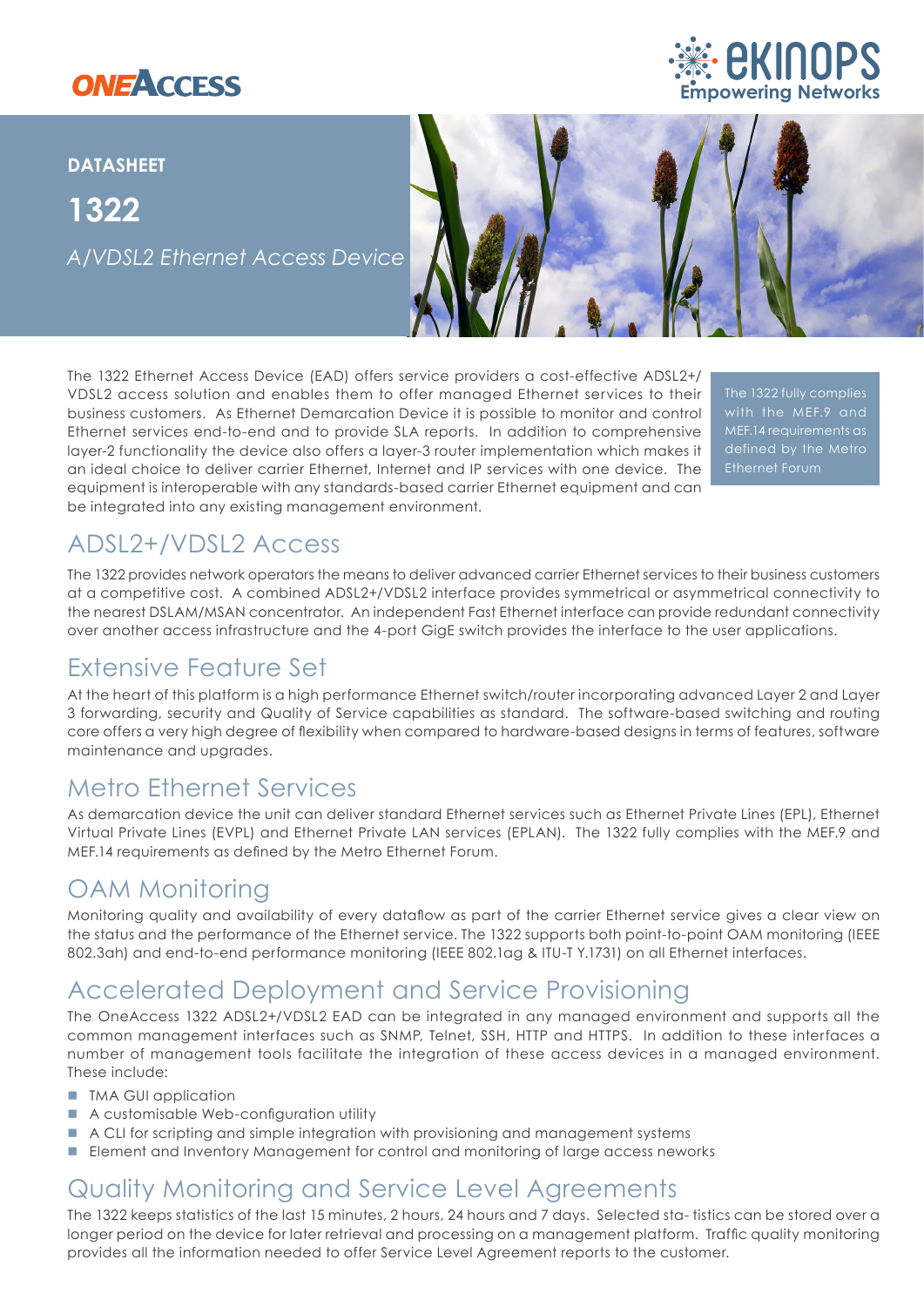ONEACCESS

EKINOPS Empowering Networks

**DATASHEET**

# 1322

*A/VDSL2 Ethernet Access Device*

The 1322 Ethernet Access Device (EAD) offers service providers a cost-effective ADSL2+/ VDSL2 access solution and enables them to offer managed Ethernet services to their business customers. As Ethernet Demarcation Device it is possible to monitor and control Ethernet services end-to-end and to provide SLA reports. In addition to comprehensive layer-2 functionality the device also offers a layer-3 router implementation which makes it an ideal choice to deliver carrier Ethernet, Internet and IP services with one device. The equipment is interoperable with any standards-based carrier Ethernet equipment and can be integrated into any existing management environment.

The 1322 fully complies with the MEF.9 and MEF.14 requirements as defined by the Metro Ethernet Forum

## ADSL2+/VDSL2 Access

The 1322 provides network operators the means to deliver advanced carrier Ethernet services to their business customers at a competitive cost. A combined ADSL2+/VDSL2 interface provides symmetrical or asymmetrical connectivity to the nearest DSLAM/MSAN concentrator. An independent Fast Ethernet interface can provide redundant connectivity over another access infrastructure and the 4-port GigE switch provides the interface to the user applications.

## Extensive Feature Set

At the heart of this platform is a high performance Ethernet switch/router incorporating advanced Layer 2 and Layer 3 forwarding, security and Quality of Service capabilities as standard. The software-based switching and routing core offers a very high degree of flexibility when compared to hardware-based designs in terms of features, software maintenance and upgrades.

## Metro Ethernet Services

As demarcation device the unit can deliver standard Ethernet services such as Ethernet Private Lines (EPL), Ethernet Virtual Private Lines (EVPL) and Ethernet Private LAN services (EPLAN). The 1322 fully complies with the MEF.9 and MEF.14 requirements as defined by the Metro Ethernet Forum.

## OAM Monitoring

Monitoring quality and availability of every dataflow as part of the carrier Ethernet service gives a clear view on the status and the performance of the Ethernet service. The 1322 supports both point-to-point OAM monitoring (IEEE 802.3ah) and end-to-end performance monitoring (IEEE 802.1ag & ITU-T Y.1731) on all Ethernet interfaces.

## Accelerated Deployment and Service Provisioning

The OneAccess 1322 ADSL2+/VDSL2 EAD can be integrated in any managed environment and supports all the common management interfaces such as SNMP, Telnet, SSH, HTTP and HTTPS. In addition to these interfaces a number of management tools facilitate the integration of these access devices in a managed environment. These include:

- TMA GUI application
- A customisable Web-configuration utility
- A CLI for scripting and simple integration with provisioning and management systems
- Element and Inventory Management for control and monitoring of large access neworks

## Quality Monitoring and Service Level Agreements

The 1322 keeps statistics of the last 15 minutes, 2 hours, 24 hours and 7 days. Selected sta- tistics can be stored over a longer period on the device for later retrieval and processing on a management platform. Traffic quality monitoring provides all the information needed to offer Service Level Agreement reports to the customer.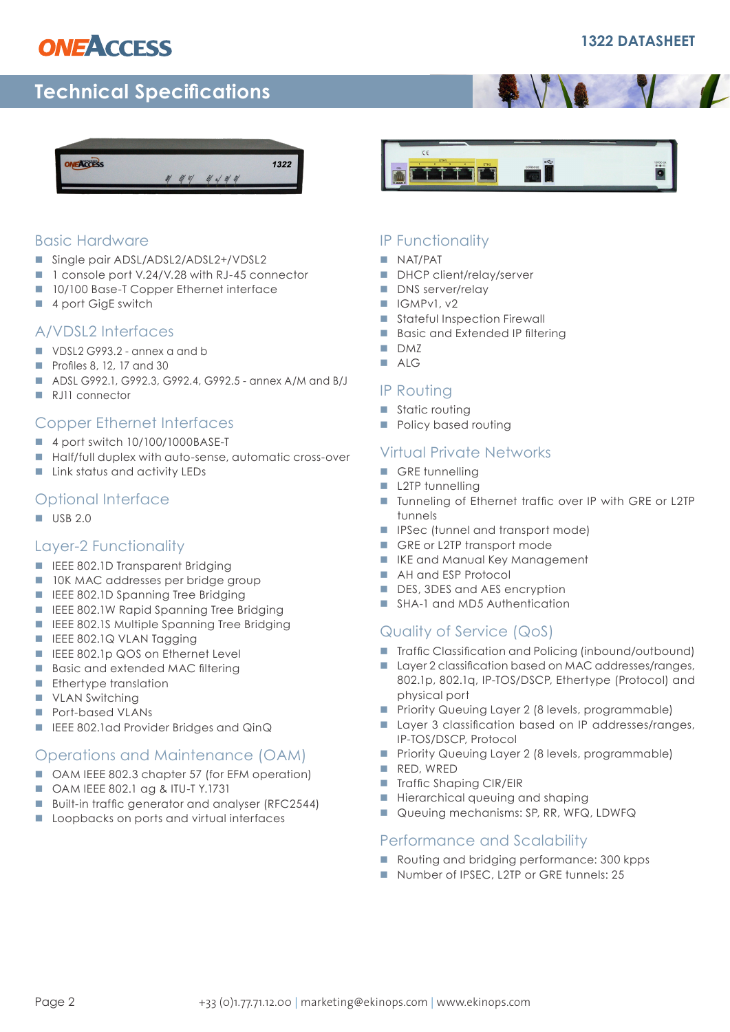# Technical Specifications

## Basic Hardware

- Single pair ADSL/ADSL2/ADSL2+/VDSL2
- 1 console port V.24/V.28 with RJ-45 connector
- 10/100 Base-T Copper Ethernet interface
- 4 port GigE switch

## A/VDSL2 Interfaces

- VDSL2 G993.2 - annex a and b
- Profiles 8, 12, 17 and 30
- ADSL G992.1, G992.3, G992.4, G992.5 - annex A/M and B/J
- RJ11 connector

## Copper Ethernet Interfaces

- 4 port switch 10/100/1000BASE-T
- Half/full duplex with auto-sense, automatic cross-over
- Link status and activity LEDs

## Optional Interface

- USB 2.0

## Layer-2 Functionality

- IEEE 802.1D Transparent Bridging
- 10K MAC addresses per bridge group
- IEEE 802.1D Spanning Tree Bridging
- IEEE 802.1W Rapid Spanning Tree Bridging
- IEEE 802.1S Multiple Spanning Tree Bridging
- IEEE 802.1Q VLAN Tagging
- IEEE 802.1p QOS on Ethernet Level
- Basic and extended MAC filtering
- Ethertype translation
- VLAN Switching
- Port-based VLANs
- IEEE 802.1ad Provider Bridges and QinQ

## Operations and Maintenance (OAM)

- OAM IEEE 802.3 chapter 57 (for EFM operation)
- OAM IEEE 802.1 ag & ITU-T Y.1731
- Built-in traffic generator and analyser (RFC2544)
- Loopbacks on ports and virtual interfaces

## IP Functionality

- NAT/PAT
- DHCP client/relay/server
- DNS server/relay
- IGMPv1, v2
- Stateful Inspection Firewall
- Basic and Extended IP filtering
- DMZ
- ALG

## IP Routing

- Static routing
- Policy based routing

## Virtual Private Networks

- GRE tunnelling
- L2TP tunnelling
- Tunneling of Ethernet traffic over IP with GRE or L2TP tunnels
- IPSec (tunnel and transport mode)
- GRE or L2TP transport mode
- IKE and Manual Key Management
- AH and ESP Protocol
- DES, 3DES and AES encryption
- SHA-1 and MD5 Authentication

## Quality of Service (QoS)

- Traffic Classification and Policing (inbound/outbound)
- Layer 2 classification based on MAC addresses/ranges, 802.1p, 802.1q, IP-TOS/DSCP, Ethertype (Protocol) and physical port
- Priority Queuing Layer 2 (8 levels, programmable)
- Layer 3 classification based on IP addresses/ranges, IP-TOS/DSCP, Protocol
- Priority Queuing Layer 2 (8 levels, programmable)
- RED, WRED
- Traffic Shaping CIR/EIR
- Hierarchical queuing and shaping
- Queuing mechanisms: SP, RR, WFQ, LDWFQ

## Performance and Scalability

- Routing and bridging performance: 300 kpps
- Number of IPSEC, L2TP or GRE tunnels: 25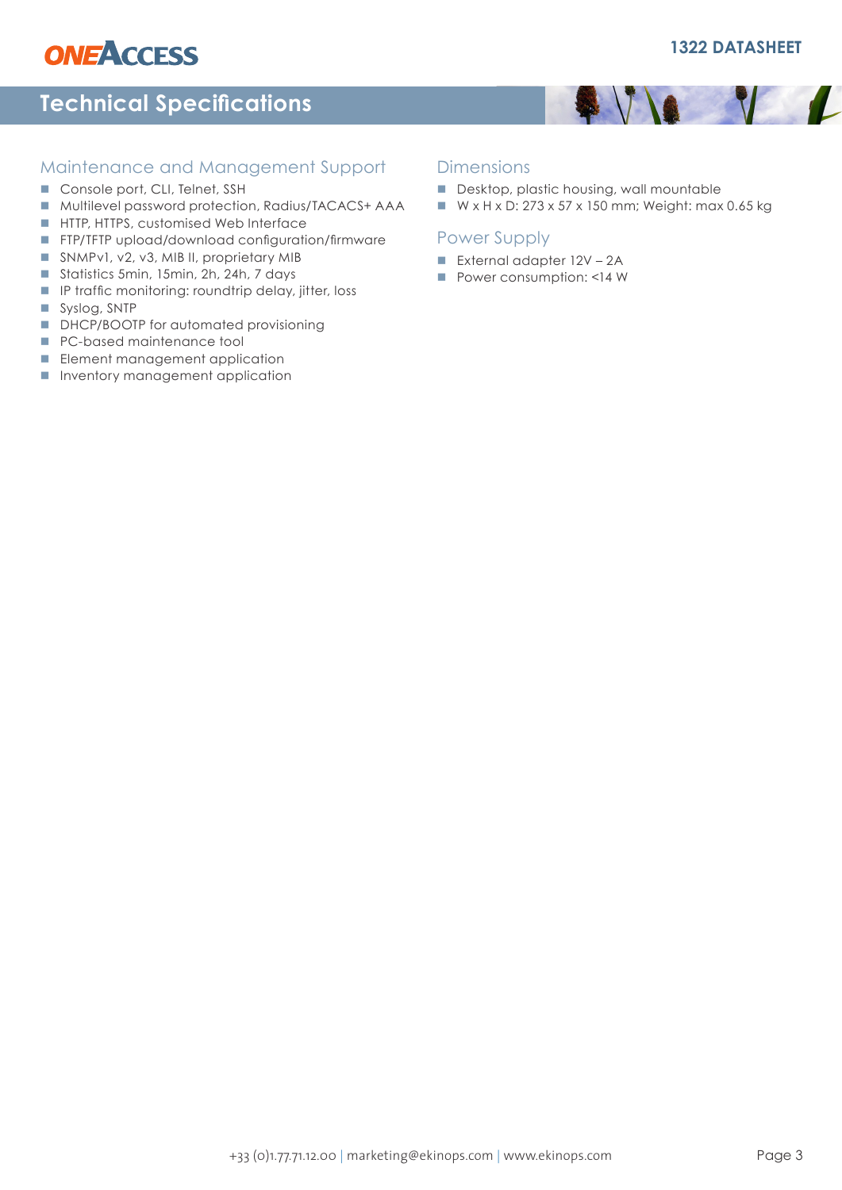## Technical Specifications

### Maintenance and Management Support

- Console port, CLI, Telnet, SSH
- Multilevel password protection, Radius/TACACS+ AAA
- HTTP, HTTPS, customised Web Interface
- FTP/TFTP upload/download configuration/firmware
- SNMPv1, v2, v3, MIB II, proprietary MIB
- Statistics 5min, 15min, 2h, 24h, 7 days
- IP traffic monitoring: roundtrip delay, jitter, loss
- Syslog, SNTP
- DHCP/BOOTP for automated provisioning
- PC-based maintenance tool
- Element management application
- Inventory management application

### Dimensions

- Desktop, plastic housing, wall mountable
- W x H x D: 273 x 57 x 150 mm; Weight: max 0.65 kg

### Power Supply

- External adapter 12V – 2A
- Power consumption: <14 W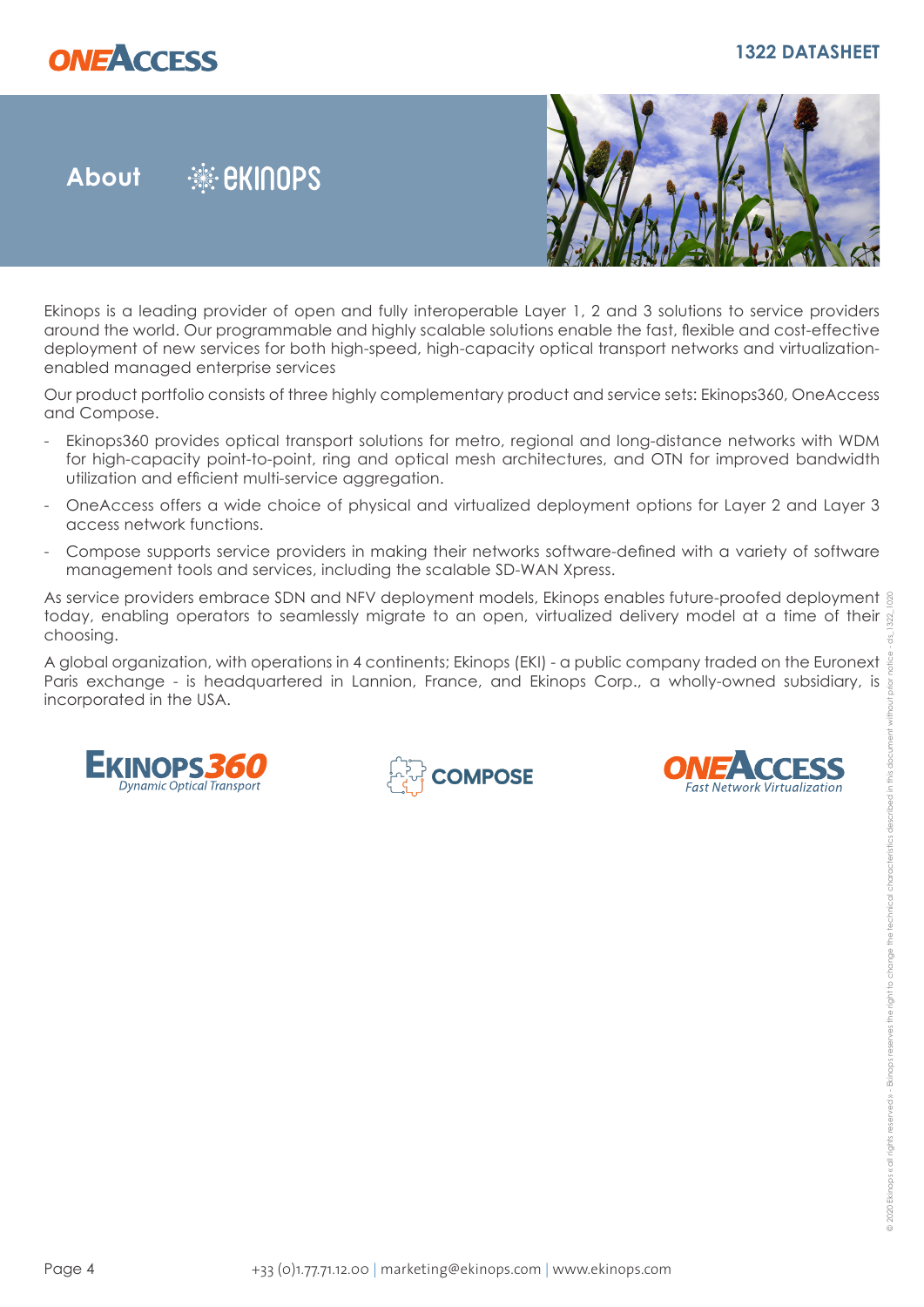## About Ekinops

Ekinops is a leading provider of open and fully interoperable Layer 1, 2 and 3 solutions to service providers around the world. Our programmable and highly scalable solutions enable the fast, flexible and cost-effective deployment of new services for both high-speed, high-capacity optical transport networks and virtualization-enabled managed enterprise services

Our product portfolio consists of three highly complementary product and service sets: Ekinops360, OneAccess and Compose.

- Ekinops360 provides optical transport solutions for metro, regional and long-distance networks with WDM for high-capacity point-to-point, ring and optical mesh architectures, and OTN for improved bandwidth utilization and efficient multi-service aggregation.
- OneAccess offers a wide choice of physical and virtualized deployment options for Layer 2 and Layer 3 access network functions.
- Compose supports service providers in making their networks software-defined with a variety of software management tools and services, including the scalable SD-WAN Xpress.

As service providers embrace SDN and NFV deployment models, Ekinops enables future-proofed deployment today, enabling operators to seamlessly migrate to an open, virtualized delivery model at a time of their choosing.

A global organization, with operations in 4 continents; Ekinops (EKI) - a public company traded on the Euronext Paris exchange - is headquartered in Lannion, France, and Ekinops Corp., a wholly-owned subsidiary, is incorporated in the USA.

EKINOPS360 Dynamic Optical Transport

COMPOSE

ONEACCESS Fast Network Virtualization

© 2020 Ekinops « all rights reserved » - Ekinops reserves the right to change the technical characteristics described in this document without prior notice - ds_1322_1020

+33 (0)1.77.71.12.00 | marketing@ekinops.com | www.ekinops.com